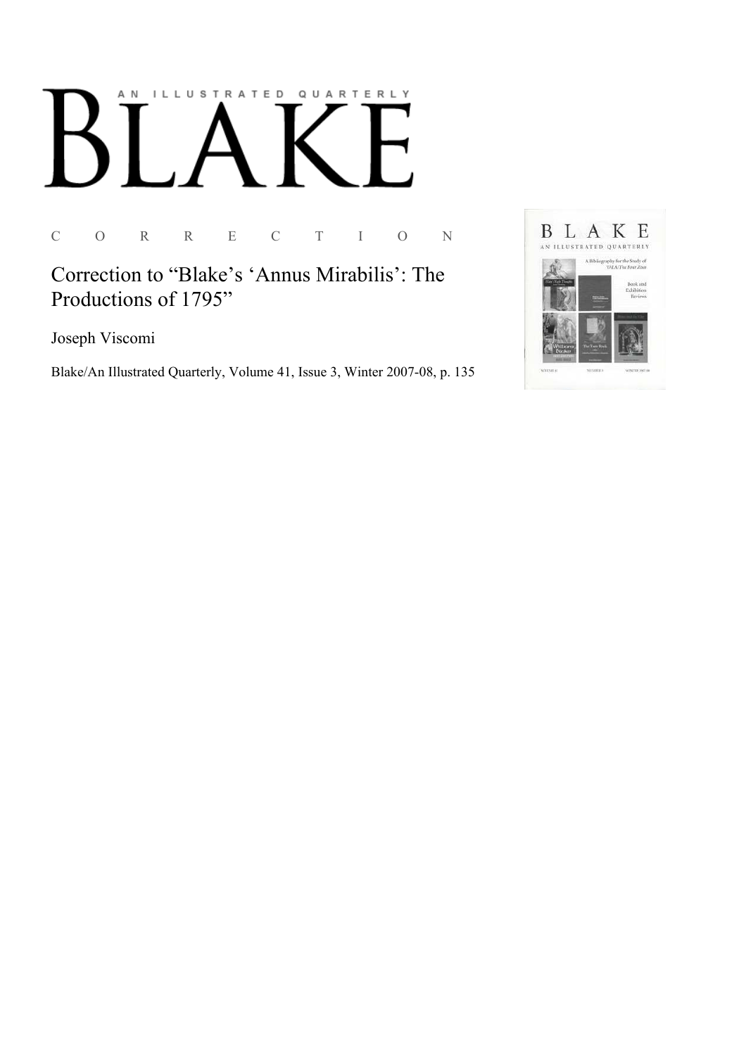# BLAKE

AN ILLUSTRATED QUARTERLY

C O R R E C T I O N

## Correction to "Blake's 'Annus Mirabilis': The Productions of 1795"

Joseph Viscomi

Blake/An Illustrated Quarterly, Volume 41, Issue 3, Winter 2007-08, p. 135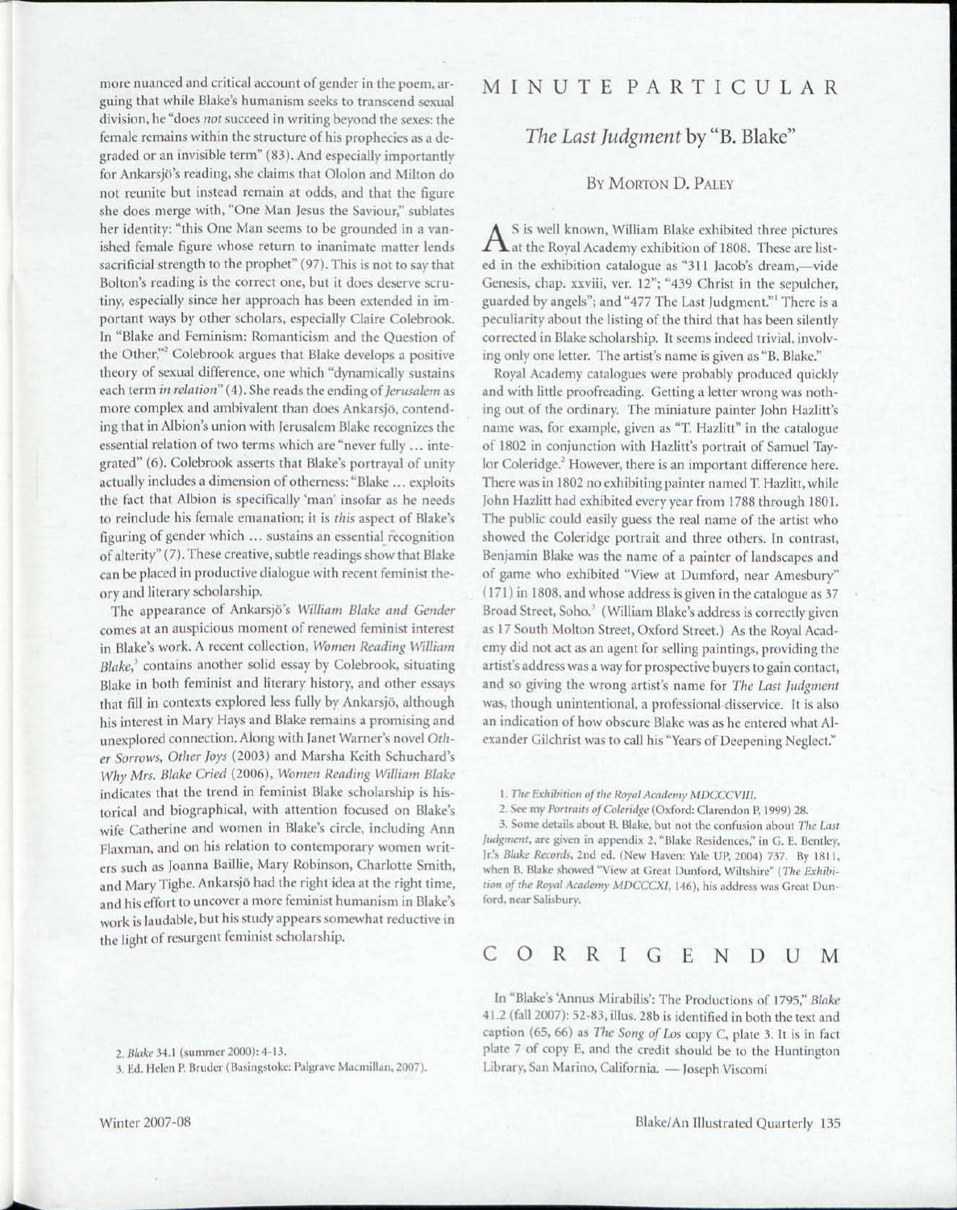more nuanced and critical account of gender in the poem, arguing that while Blake's humanism seeks to transcend sexual division, he "does *not* succeed in writing beyond the sexes: the female remains within the structure of his prophecies as a degraded or an invisible term" (83). And especially importantly for Ankarsjö's reading, she claims that Ololon and Milton do not reunite but instead remain at odds, and that the figure she does merge with, "One Man Jesus the Saviour," sublates her identity: "this One Man seems to be grounded in a vanished female figure whose return to inanimate matter lends sacrificial strength to the prophet" (97). This is not to say that Bolton's reading is the correct one, but it does deserve scrutiny, especially since her approach has been extended in important ways by other scholars, especially Claire Colebrook. In "Blake and Feminism: Romanticism and the Question of the Other,"[2] Colebrook argues that Blake develops a positive theory of sexual difference, one which "dynamically sustains each term *in relation*" (4). She reads the ending of *Jerusalem* as more complex and ambivalent than does Ankarsjö, contending that in Albion's union with Jerusalem Blake recognizes the essential relation of two terms which are "never fully ... integrated" (6). Colebrook asserts that Blake's portrayal of unity actually includes a dimension of otherness: "Blake ... exploits the fact that Albion is specifically 'man' insofar as he needs to reinclude his female emanation; it is *this* aspect of Blake's figuring of gender which ... sustains an essential recognition of alterity" (7). These creative, subtle readings show that Blake can be placed in productive dialogue with recent feminist theory and literary scholarship.

The appearance of Ankarsjö's *William Blake and Gender* comes at an auspicious moment of renewed feminist interest in Blake's work. A recent collection, *Women Reading William Blake*,[3] contains another solid essay by Colebrook, situating Blake in both feminist and literary history, and other essays that fill in contexts explored less fully by Ankarsjö, although his interest in Mary Hays and Blake remains a promising and unexplored connection. Along with Janet Warner's novel *Other Sorrows, Other Joys* (2003) and Marsha Keith Schuchard's *Why Mrs. Blake Cried* (2006), *Women Reading William Blake* indicates that the trend in feminist Blake scholarship is historical and biographical, with attention focused on Blake's wife Catherine and women in Blake's circle, including Ann Flaxman, and on his relation to contemporary women writers such as Joanna Baillie, Mary Robinson, Charlotte Smith, and Mary Tighe. Ankarsjö had the right idea at the right time, and his effort to uncover a more feminist humanism in Blake's work is laudable, but his study appears somewhat reductive in the light of resurgent feminist scholarship.

2. *Blake* 34.1 (summer 2000): 4-13.

3. Ed. Helen P. Bruder (Basingstoke: Palgrave Macmillan, 2007).

## MINUTE PARTICULAR

### *The Last Judgment* by "B. Blake"

By Morton D. Paley

As is well known, William Blake exhibited three pictures at the Royal Academy exhibition of 1808. These are listed in the exhibition catalogue as "311 Jacob's dream,—vide Genesis, chap. xxviii, ver. 12"; "439 Christ in the sepulcher, guarded by angels"; and "477 The Last Judgment."[1] There is a peculiarity about the listing of the third that has been silently corrected in Blake scholarship. It seems indeed trivial, involving only one letter. The artist's name is given as "B. Blake."

Royal Academy catalogues were probably produced quickly and with little proofreading. Getting a letter wrong was nothing out of the ordinary. The miniature painter John Hazlitt's name was, for example, given as "T. Hazlitt" in the catalogue of 1802 in conjunction with Hazlitt's portrait of Samuel Taylor Coleridge.[2] However, there is an important difference here. There was in 1802 no exhibiting painter named T. Hazlitt, while John Hazlitt had exhibited every year from 1788 through 1801. The public could easily guess the real name of the artist who showed the Coleridge portrait and three others. In contrast, Benjamin Blake was the name of a painter of landscapes and of game who exhibited "View at Dumford, near Amesbury" (171) in 1808, and whose address is given in the catalogue as 37 Broad Street, Soho.[3] (William Blake's address is correctly given as 17 South Molton Street, Oxford Street.) As the Royal Academy did not act as an agent for selling paintings, providing the artist's address was a way for prospective buyers to gain contact, and so giving the wrong artist's name for *The Last Judgment* was, though unintentional, a professional disservice. It is also an indication of how obscure Blake was as he entered what Alexander Gilchrist was to call his "Years of Deepening Neglect."

1. *The Exhibition of the Royal Academy MDCCCVIII*.

2. See my *Portraits of Coleridge* (Oxford: Clarendon P, 1999) 28.

3. Some details about B. Blake, but not the confusion about *The Last Judgment*, are given in appendix 2, "Blake Residences," in G. E. Bentley, Jr.'s *Blake Records*, 2nd ed. (New Haven: Yale UP, 2004) 737. By 1811, when B. Blake showed "View at Great Dunford, Wiltshire" (*The Exhibition of the Royal Academy MDCCCXI*, 146), his address was Great Dunford, near Salisbury.

## CORRIGENDUM

In "Blake's 'Annus Mirabilis': The Productions of 1795," *Blake* 41.2 (fall 2007): 52-83, illus. 28b is identified in both the text and caption (65, 66) as *The Song of Los* copy C, plate 3. It is in fact plate 7 of copy E, and the credit should be to the Huntington Library, San Marino, California. — Joseph Viscomi